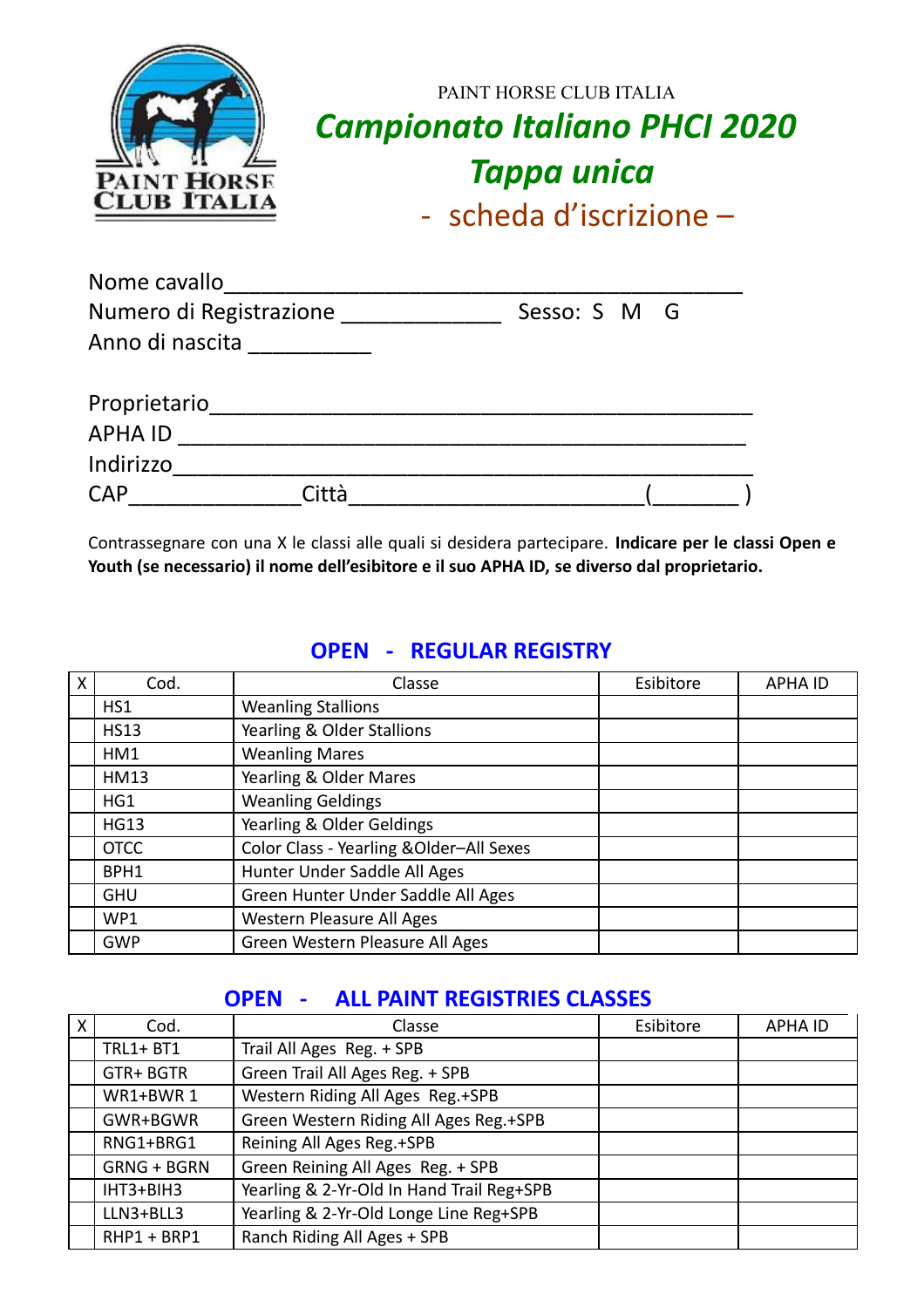PAINT HORSE CLUB ITALIA

# *Campionato Italiano PHCI 2020*

## *Tappa unica*

### - scheda d'iscrizione –

Nome cavallo_________________________________________
Numero di Registrazione _____________ Sesso: S M G
Anno di nascita __________

Proprietario_____________________________________________
APHA ID _______________________________________________
Indirizzo_______________________________________________
CAP______________Città_________________________(_______ )

Contrassegnare con una X le classi alle quali si desidera partecipare. **Indicare per le classi Open e Youth (se necessario) il nome dell'esibitore e il suo APHA ID, se diverso dal proprietario.**

## OPEN - REGULAR REGISTRY

| X | Cod. | Classe | Esibitore | APHA ID |
|---|---|---|---|---|
| | HS1 | Weanling Stallions | | |
| | HS13 | Yearling & Older Stallions | | |
| | HM1 | Weanling Mares | | |
| | HM13 | Yearling & Older Mares | | |
| | HG1 | Weanling Geldings | | |
| | HG13 | Yearling & Older Geldings | | |
| | OTCC | Color Class - Yearling &Older–All Sexes | | |
| | BPH1 | Hunter Under Saddle All Ages | | |
| | GHU | Green Hunter Under Saddle All Ages | | |
| | WP1 | Western Pleasure All Ages | | |
| | GWP | Green Western Pleasure All Ages | | |

## OPEN - ALL PAINT REGISTRIES CLASSES

| X | Cod. | Classe | Esibitore | APHA ID |
|---|---|---|---|---|
| | TRL1+ BT1 | Trail All Ages Reg. + SPB | | |
| | GTR+ BGTR | Green Trail All Ages Reg. + SPB | | |
| | WR1+BWR 1 | Western Riding All Ages Reg.+SPB | | |
| | GWR+BGWR | Green Western Riding All Ages Reg.+SPB | | |
| | RNG1+BRG1 | Reining All Ages Reg.+SPB | | |
| | GRNG + BGRN | Green Reining All Ages Reg. + SPB | | |
| | IHT3+BIH3 | Yearling & 2-Yr-Old In Hand Trail Reg+SPB | | |
| | LLN3+BLL3 | Yearling & 2-Yr-Old Longe Line Reg+SPB | | |
| | RHP1 + BRP1 | Ranch Riding All Ages + SPB | | |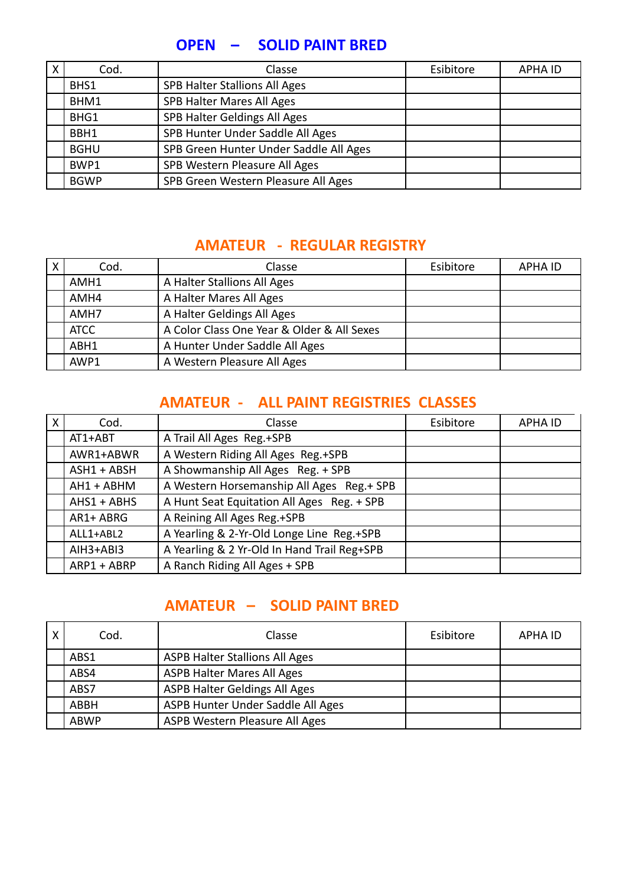## OPEN – SOLID PAINT BRED

| X | Cod. | Classe | Esibitore | APHA ID |
|---|---|---|---|---|
| | BHS1 | SPB Halter Stallions All Ages | | |
| | BHM1 | SPB Halter Mares All Ages | | |
| | BHG1 | SPB Halter Geldings All Ages | | |
| | BBH1 | SPB Hunter Under Saddle All Ages | | |
| | BGHU | SPB Green Hunter Under Saddle All Ages | | |
| | BWP1 | SPB Western Pleasure All Ages | | |
| | BGWP | SPB Green Western Pleasure All Ages | | |

## AMATEUR - REGULAR REGISTRY

| X | Cod. | Classe | Esibitore | APHA ID |
|---|---|---|---|---|
| | AMH1 | A Halter Stallions All Ages | | |
| | AMH4 | A Halter Mares All Ages | | |
| | AMH7 | A Halter Geldings All Ages | | |
| | ATCC | A Color Class One Year & Older & All Sexes | | |
| | ABH1 | A Hunter Under Saddle All Ages | | |
| | AWP1 | A Western Pleasure All Ages | | |

## AMATEUR - ALL PAINT REGISTRIES CLASSES

| X | Cod. | Classe | Esibitore | APHA ID |
|---|---|---|---|---|
| | AT1+ABT | A Trail All Ages Reg.+SPB | | |
| | AWR1+ABWR | A Western Riding All Ages Reg.+SPB | | |
| | ASH1 + ABSH | A Showmanship All Ages Reg. + SPB | | |
| | AH1 + ABHM | A Western Horsemanship All Ages Reg.+ SPB | | |
| | AHS1 + ABHS | A Hunt Seat Equitation All Ages Reg. + SPB | | |
| | AR1+ ABRG | A Reining All Ages Reg.+SPB | | |
| | ALL1+ABL2 | A Yearling & 2-Yr-Old Longe Line Reg.+SPB | | |
| | AIH3+ABI3 | A Yearling & 2 Yr-Old In Hand Trail Reg+SPB | | |
| | ARP1 + ABRP | A Ranch Riding All Ages + SPB | | |

## AMATEUR – SOLID PAINT BRED

| X | Cod. | Classe | Esibitore | APHA ID |
|---|---|---|---|---|
| | ABS1 | ASPB Halter Stallions All Ages | | |
| | ABS4 | ASPB Halter Mares All Ages | | |
| | ABS7 | ASPB Halter Geldings All Ages | | |
| | ABBH | ASPB Hunter Under Saddle All Ages | | |
| | ABWP | ASPB Western Pleasure All Ages | | |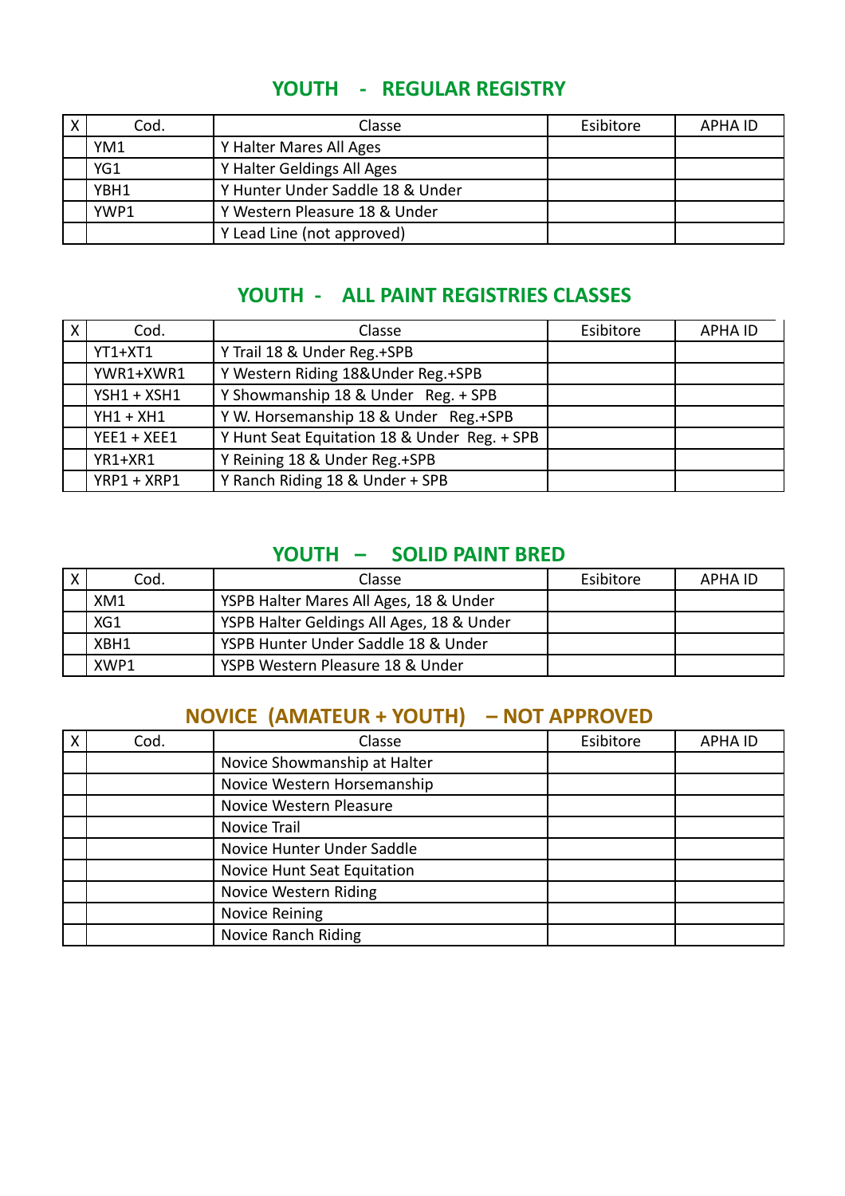## YOUTH - REGULAR REGISTRY

| X | Cod. | Classe | Esibitore | APHA ID |
|---|---|---|---|---|
| | YM1 | Y Halter Mares All Ages | | |
| | YG1 | Y Halter Geldings All Ages | | |
| | YBH1 | Y Hunter Under Saddle 18 & Under | | |
| | YWP1 | Y Western Pleasure 18 & Under | | |
| | | Y Lead Line (not approved) | | |

## YOUTH - ALL PAINT REGISTRIES CLASSES

| X | Cod. | Classe | Esibitore | APHA ID |
|---|---|---|---|---|
| | YT1+XT1 | Y Trail 18 & Under Reg.+SPB | | |
| | YWR1+XWR1 | Y Western Riding 18&Under Reg.+SPB | | |
| | YSH1 + XSH1 | Y Showmanship 18 & Under Reg. + SPB | | |
| | YH1 + XH1 | Y W. Horsemanship 18 & Under Reg.+SPB | | |
| | YEE1 + XEE1 | Y Hunt Seat Equitation 18 & Under Reg. + SPB | | |
| | YR1+XR1 | Y Reining 18 & Under Reg.+SPB | | |
| | YRP1 + XRP1 | Y Ranch Riding 18 & Under + SPB | | |

## YOUTH – SOLID PAINT BRED

| X | Cod. | Classe | Esibitore | APHA ID |
|---|---|---|---|---|
| | XM1 | YSPB Halter Mares All Ages, 18 & Under | | |
| | XG1 | YSPB Halter Geldings All Ages, 18 & Under | | |
| | XBH1 | YSPB Hunter Under Saddle 18 & Under | | |
| | XWP1 | YSPB Western Pleasure 18 & Under | | |

## NOVICE (AMATEUR + YOUTH) – NOT APPROVED

| X | Cod. | Classe | Esibitore | APHA ID |
|---|---|---|---|---|
| | | Novice Showmanship at Halter | | |
| | | Novice Western Horsemanship | | |
| | | Novice Western Pleasure | | |
| | | Novice Trail | | |
| | | Novice Hunter Under Saddle | | |
| | | Novice Hunt Seat Equitation | | |
| | | Novice Western Riding | | |
| | | Novice Reining | | |
| | | Novice Ranch Riding | | |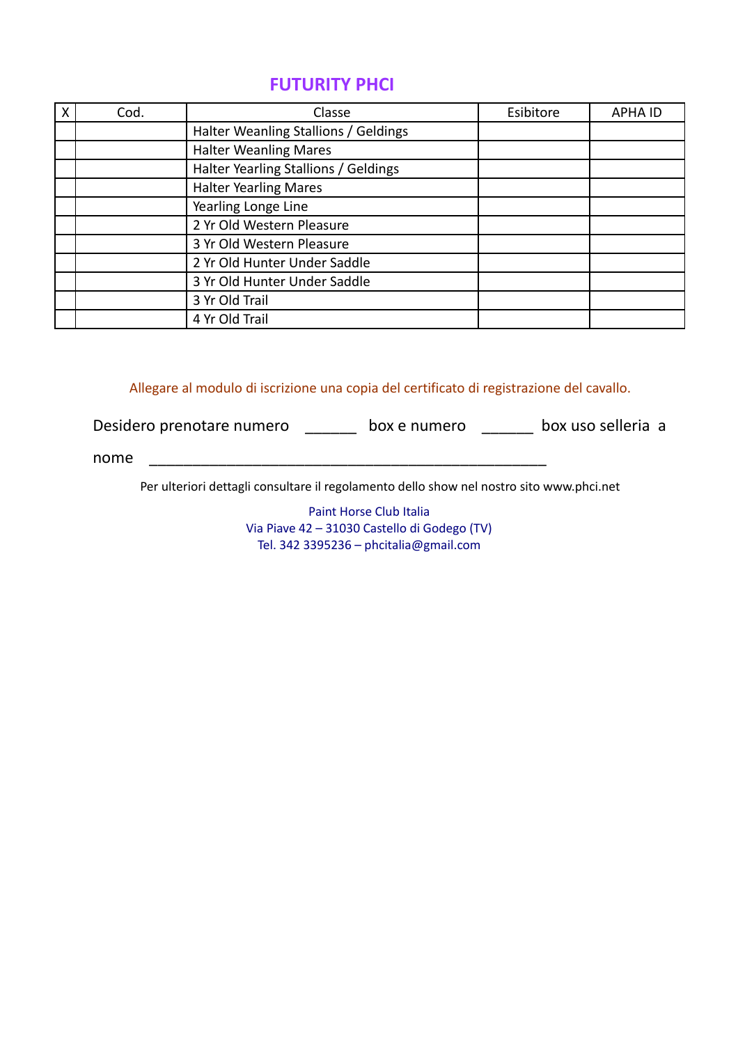## FUTURITY PHCI

| X | Cod. | Classe | Esibitore | APHA ID |
|---|---|---|---|---|
| | | Halter Weanling Stallions / Geldings | | |
| | | Halter Weanling Mares | | |
| | | Halter Yearling Stallions / Geldings | | |
| | | Halter Yearling Mares | | |
| | | Yearling Longe Line | | |
| | | 2 Yr Old Western Pleasure | | |
| | | 3 Yr Old Western Pleasure | | |
| | | 2 Yr Old Hunter Under Saddle | | |
| | | 3 Yr Old Hunter Under Saddle | | |
| | | 3 Yr Old Trail | | |
| | | 4 Yr Old Trail | | |

Allegare al modulo di iscrizione una copia del certificato di registrazione del cavallo.

Desidero prenotare numero ______ box e numero ______ box uso selleria a nome ______________________________________________

Per ulteriori dettagli consultare il regolamento dello show nel nostro sito www.phci.net

Paint Horse Club Italia
Via Piave 42 – 31030 Castello di Godego (TV)
Tel. 342 3395236 – phcitalia@gmail.com